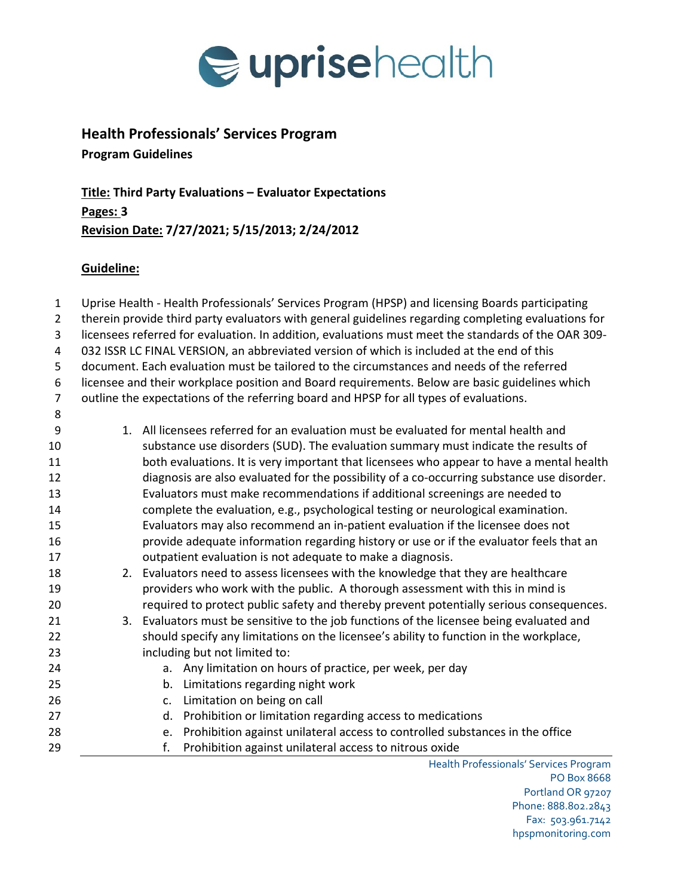## Health Professionals' Services Program

**Program Guidelines**

**Title: Third Party Evaluations – Evaluator Expectations**
**Pages: 3**
**Revision Date: 7/27/2021; 5/15/2013; 2/24/2012**

**Guideline:**

Uprise Health - Health Professionals' Services Program (HPSP) and licensing Boards participating therein provide third party evaluators with general guidelines regarding completing evaluations for licensees referred for evaluation. In addition, evaluations must meet the standards of the OAR 309-032 ISSR LC FINAL VERSION, an abbreviated version of which is included at the end of this document. Each evaluation must be tailored to the circumstances and needs of the referred licensee and their workplace position and Board requirements. Below are basic guidelines which outline the expectations of the referring board and HPSP for all types of evaluations.

1. All licensees referred for an evaluation must be evaluated for mental health and substance use disorders (SUD). The evaluation summary must indicate the results of both evaluations. It is very important that licensees who appear to have a mental health diagnosis are also evaluated for the possibility of a co-occurring substance use disorder. Evaluators must make recommendations if additional screenings are needed to complete the evaluation, e.g., psychological testing or neurological examination. Evaluators may also recommend an in-patient evaluation if the licensee does not provide adequate information regarding history or use or if the evaluator feels that an outpatient evaluation is not adequate to make a diagnosis.
2. Evaluators need to assess licensees with the knowledge that they are healthcare providers who work with the public. A thorough assessment with this in mind is required to protect public safety and thereby prevent potentially serious consequences.
3. Evaluators must be sensitive to the job functions of the licensee being evaluated and should specify any limitations on the licensee's ability to function in the workplace, including but not limited to:
   a. Any limitation on hours of practice, per week, per day
   b. Limitations regarding night work
   c. Limitation on being on call
   d. Prohibition or limitation regarding access to medications
   e. Prohibition against unilateral access to controlled substances in the office
   f. Prohibition against unilateral access to nitrous oxide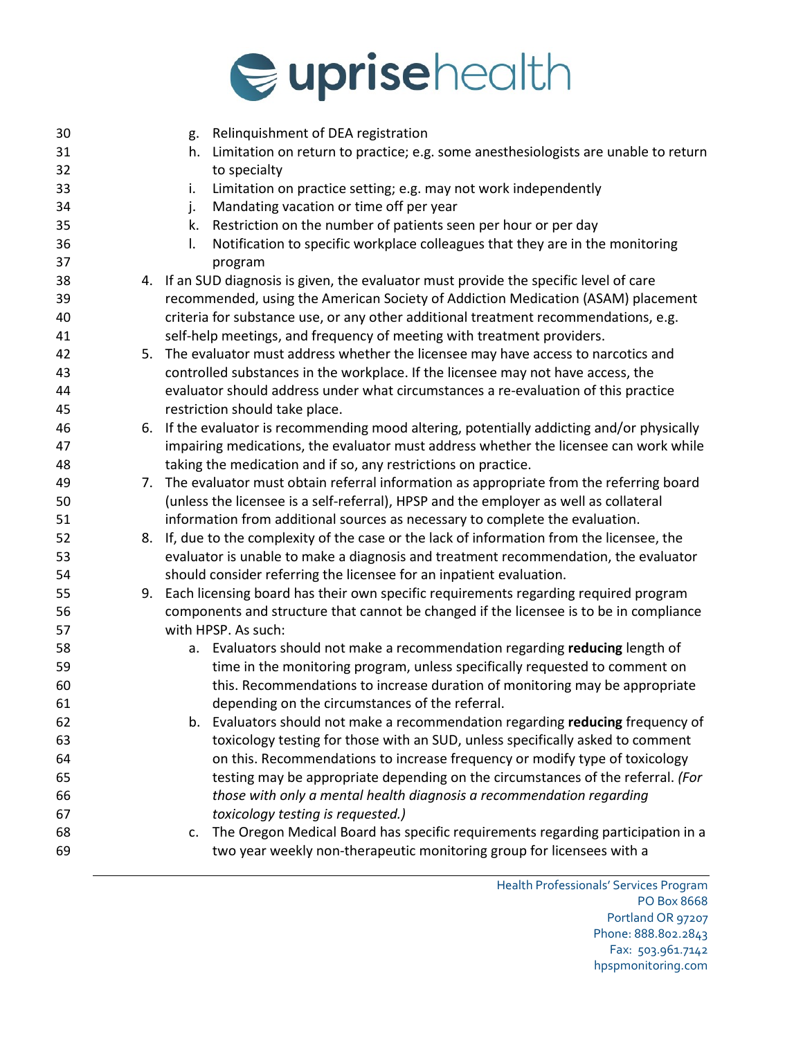g. Relinquishment of DEA registration
h. Limitation on return to practice; e.g. some anesthesiologists are unable to return to specialty
i. Limitation on practice setting; e.g. may not work independently
j. Mandating vacation or time off per year
k. Restriction on the number of patients seen per hour or per day
l. Notification to specific workplace colleagues that they are in the monitoring program

4. If an SUD diagnosis is given, the evaluator must provide the specific level of care recommended, using the American Society of Addiction Medication (ASAM) placement criteria for substance use, or any other additional treatment recommendations, e.g. self-help meetings, and frequency of meeting with treatment providers.
5. The evaluator must address whether the licensee may have access to narcotics and controlled substances in the workplace. If the licensee may not have access, the evaluator should address under what circumstances a re-evaluation of this practice restriction should take place.
6. If the evaluator is recommending mood altering, potentially addicting and/or physically impairing medications, the evaluator must address whether the licensee can work while taking the medication and if so, any restrictions on practice.
7. The evaluator must obtain referral information as appropriate from the referring board (unless the licensee is a self-referral), HPSP and the employer as well as collateral information from additional sources as necessary to complete the evaluation.
8. If, due to the complexity of the case or the lack of information from the licensee, the evaluator is unable to make a diagnosis and treatment recommendation, the evaluator should consider referring the licensee for an inpatient evaluation.
9. Each licensing board has their own specific requirements regarding required program components and structure that cannot be changed if the licensee is to be in compliance with HPSP. As such:
   a. Evaluators should not make a recommendation regarding **reducing** length of time in the monitoring program, unless specifically requested to comment on this. Recommendations to increase duration of monitoring may be appropriate depending on the circumstances of the referral.
   b. Evaluators should not make a recommendation regarding **reducing** frequency of toxicology testing for those with an SUD, unless specifically asked to comment on this. Recommendations to increase frequency or modify type of toxicology testing may be appropriate depending on the circumstances of the referral. *(For those with only a mental health diagnosis a recommendation regarding toxicology testing is requested.)*
   c. The Oregon Medical Board has specific requirements regarding participation in a two year weekly non-therapeutic monitoring group for licensees with a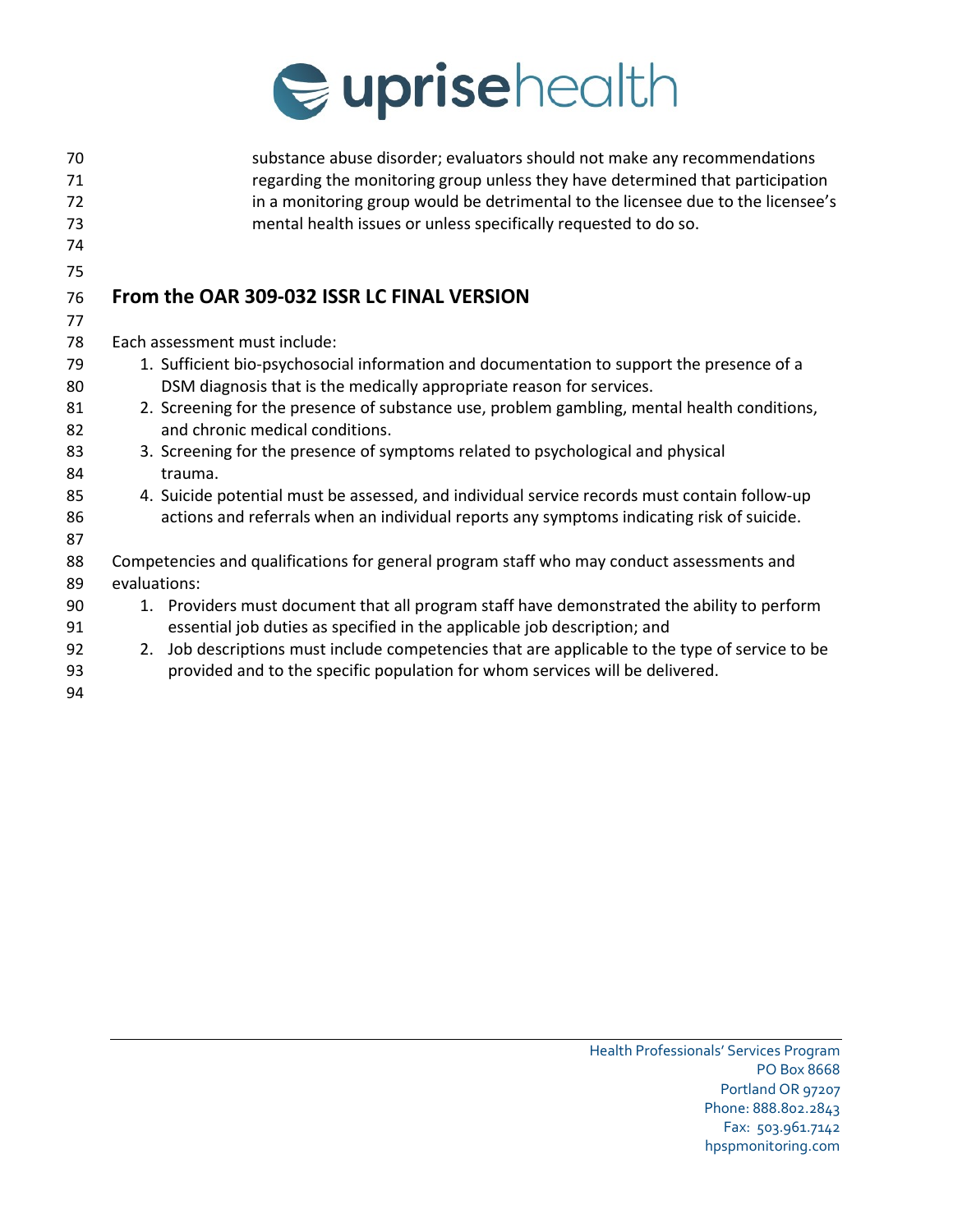substance abuse disorder; evaluators should not make any recommendations regarding the monitoring group unless they have determined that participation in a monitoring group would be detrimental to the licensee due to the licensee's mental health issues or unless specifically requested to do so.

## From the OAR 309-032 ISSR LC FINAL VERSION

Each assessment must include:

1. Sufficient bio-psychosocial information and documentation to support the presence of a DSM diagnosis that is the medically appropriate reason for services.
2. Screening for the presence of substance use, problem gambling, mental health conditions, and chronic medical conditions.
3. Screening for the presence of symptoms related to psychological and physical trauma.
4. Suicide potential must be assessed, and individual service records must contain follow-up actions and referrals when an individual reports any symptoms indicating risk of suicide.

Competencies and qualifications for general program staff who may conduct assessments and evaluations:

1. Providers must document that all program staff have demonstrated the ability to perform essential job duties as specified in the applicable job description; and
2. Job descriptions must include competencies that are applicable to the type of service to be provided and to the specific population for whom services will be delivered.